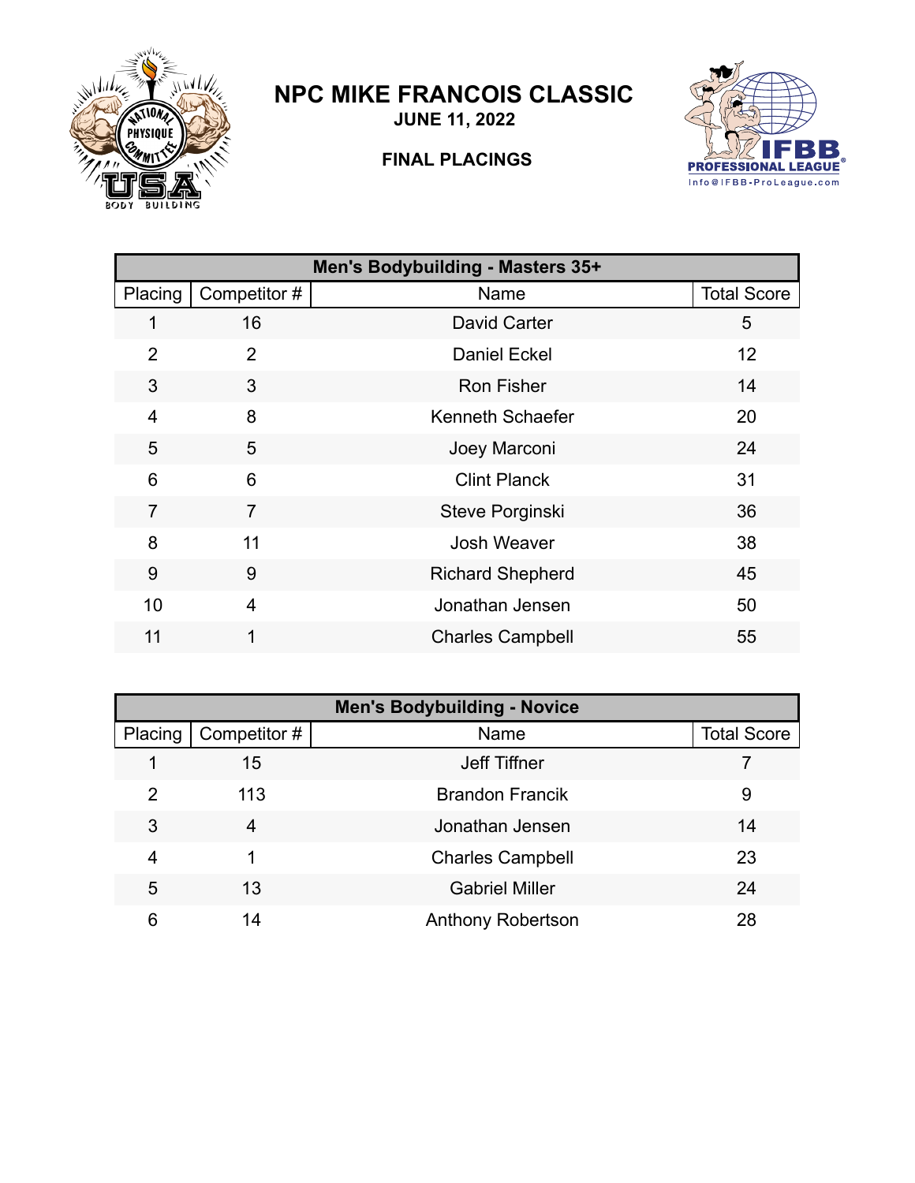# NPC MIKE FRANCOIS CLASSIC

**JUNE 11, 2022**

**FINAL PLACINGS**

| Men's Bodybuilding - Masters 35+ | | | |
|---|---|---|---|
| Placing | Competitor # | Name | Total Score |
| 1 | 16 | David Carter | 5 |
| 2 | 2 | Daniel Eckel | 12 |
| 3 | 3 | Ron Fisher | 14 |
| 4 | 8 | Kenneth Schaefer | 20 |
| 5 | 5 | Joey Marconi | 24 |
| 6 | 6 | Clint Planck | 31 |
| 7 | 7 | Steve Porginski | 36 |
| 8 | 11 | Josh Weaver | 38 |
| 9 | 9 | Richard Shepherd | 45 |
| 10 | 4 | Jonathan Jensen | 50 |
| 11 | 1 | Charles Campbell | 55 |

| Men's Bodybuilding - Novice | | | |
|---|---|---|---|
| Placing | Competitor # | Name | Total Score |
| 1 | 15 | Jeff Tiffner | 7 |
| 2 | 113 | Brandon Francik | 9 |
| 3 | 4 | Jonathan Jensen | 14 |
| 4 | 1 | Charles Campbell | 23 |
| 5 | 13 | Gabriel Miller | 24 |
| 6 | 14 | Anthony Robertson | 28 |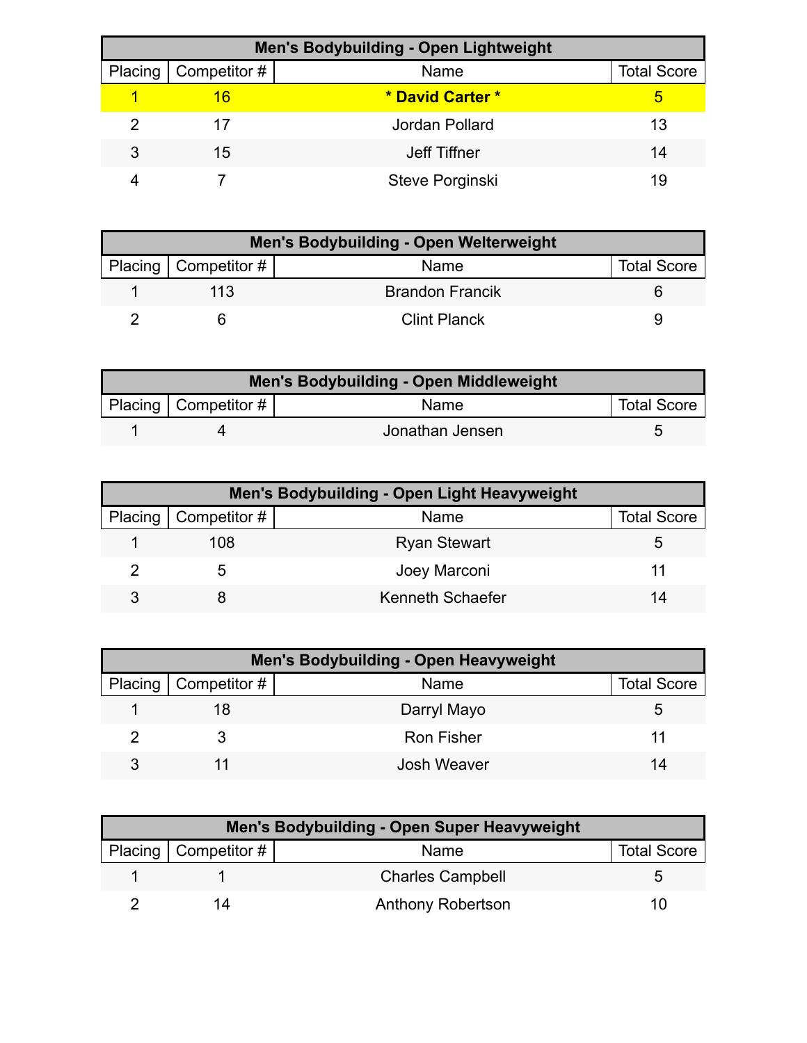| Men's Bodybuilding - Open Lightweight | | | |
|---|---|---|---|
| Placing | Competitor # | Name | Total Score |
| 1 | 16 | **\* David Carter \*** | 5 |
| 2 | 17 | Jordan Pollard | 13 |
| 3 | 15 | Jeff Tiffner | 14 |
| 4 | 7 | Steve Porginski | 19 |

| Men's Bodybuilding - Open Welterweight | | | |
|---|---|---|---|
| Placing | Competitor # | Name | Total Score |
| 1 | 113 | Brandon Francik | 6 |
| 2 | 6 | Clint Planck | 9 |

| Men's Bodybuilding - Open Middleweight | | | |
|---|---|---|---|
| Placing | Competitor # | Name | Total Score |
| 1 | 4 | Jonathan Jensen | 5 |

| Men's Bodybuilding - Open Light Heavyweight | | | |
|---|---|---|---|
| Placing | Competitor # | Name | Total Score |
| 1 | 108 | Ryan Stewart | 5 |
| 2 | 5 | Joey Marconi | 11 |
| 3 | 8 | Kenneth Schaefer | 14 |

| Men's Bodybuilding - Open Heavyweight | | | |
|---|---|---|---|
| Placing | Competitor # | Name | Total Score |
| 1 | 18 | Darryl Mayo | 5 |
| 2 | 3 | Ron Fisher | 11 |
| 3 | 11 | Josh Weaver | 14 |

| Men's Bodybuilding - Open Super Heavyweight | | | |
|---|---|---|---|
| Placing | Competitor # | Name | Total Score |
| 1 | 1 | Charles Campbell | 5 |
| 2 | 14 | Anthony Robertson | 10 |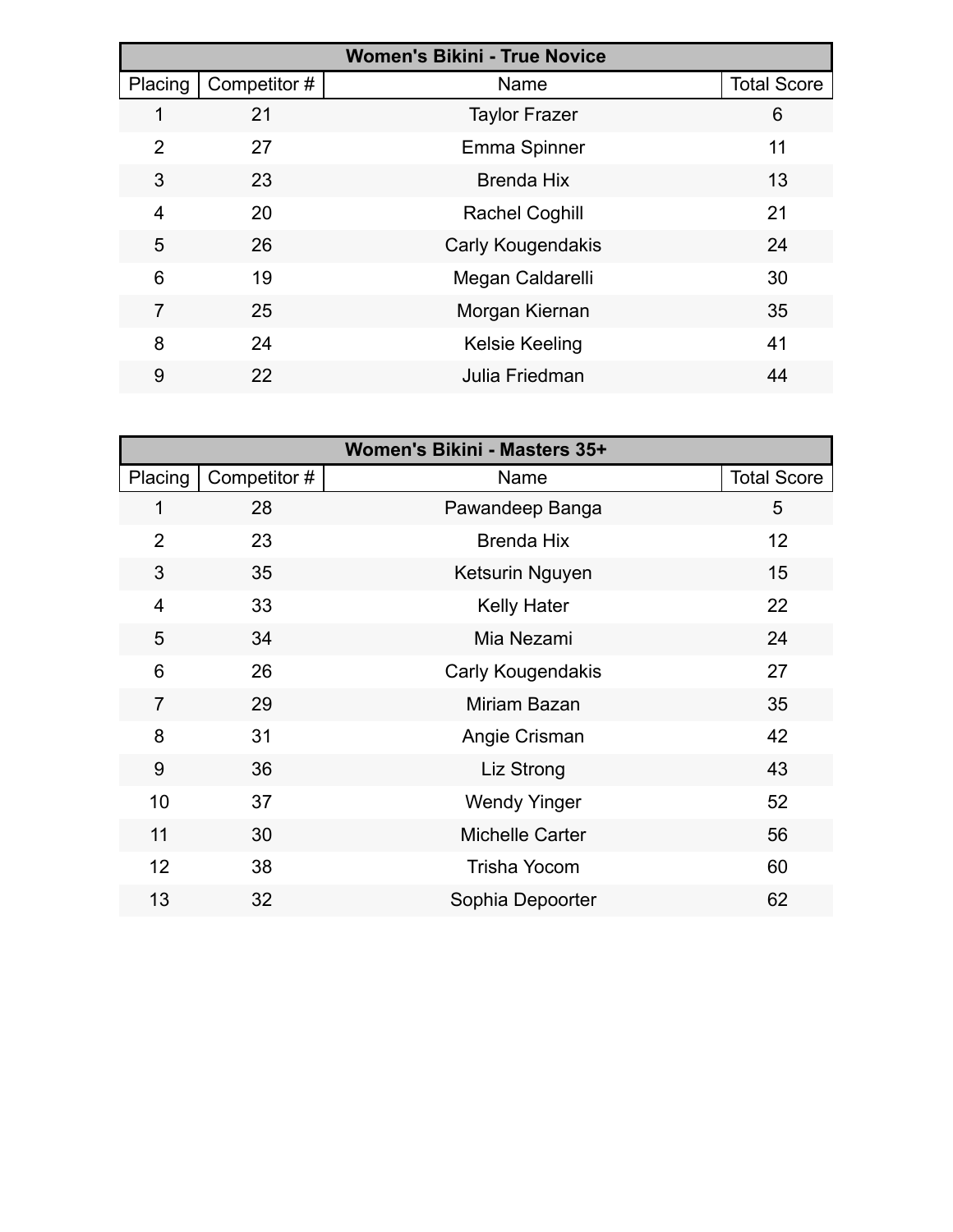| Women's Bikini - True Novice | | | |
|---|---|---|---|
| Placing | Competitor # | Name | Total Score |
| 1 | 21 | Taylor Frazer | 6 |
| 2 | 27 | Emma Spinner | 11 |
| 3 | 23 | Brenda Hix | 13 |
| 4 | 20 | Rachel Coghill | 21 |
| 5 | 26 | Carly Kougendakis | 24 |
| 6 | 19 | Megan Caldarelli | 30 |
| 7 | 25 | Morgan Kiernan | 35 |
| 8 | 24 | Kelsie Keeling | 41 |
| 9 | 22 | Julia Friedman | 44 |

| Women's Bikini - Masters 35+ | | | |
|---|---|---|---|
| Placing | Competitor # | Name | Total Score |
| 1 | 28 | Pawandeep Banga | 5 |
| 2 | 23 | Brenda Hix | 12 |
| 3 | 35 | Ketsurin Nguyen | 15 |
| 4 | 33 | Kelly Hater | 22 |
| 5 | 34 | Mia Nezami | 24 |
| 6 | 26 | Carly Kougendakis | 27 |
| 7 | 29 | Miriam Bazan | 35 |
| 8 | 31 | Angie Crisman | 42 |
| 9 | 36 | Liz Strong | 43 |
| 10 | 37 | Wendy Yinger | 52 |
| 11 | 30 | Michelle Carter | 56 |
| 12 | 38 | Trisha Yocom | 60 |
| 13 | 32 | Sophia Depoorter | 62 |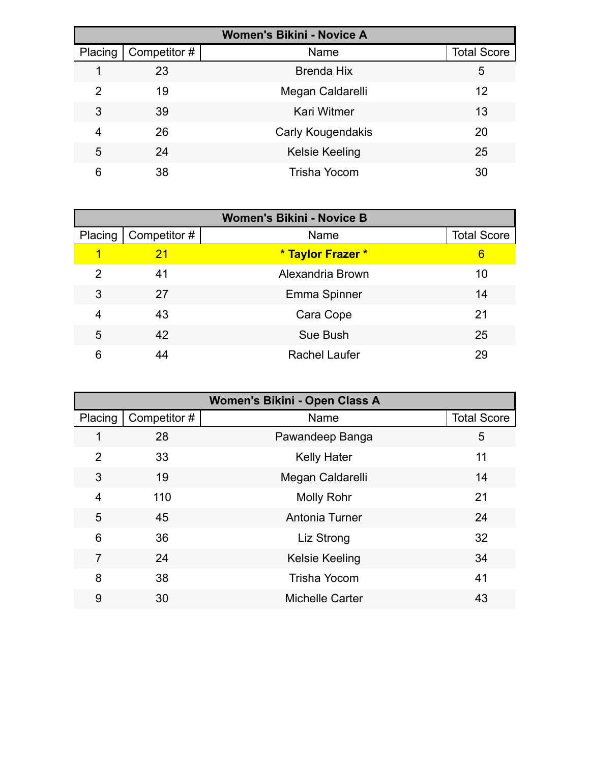| Women's Bikini - Novice A | | | |
|---|---|---|---|
| Placing | Competitor # | Name | Total Score |
| 1 | 23 | Brenda Hix | 5 |
| 2 | 19 | Megan Caldarelli | 12 |
| 3 | 39 | Kari Witmer | 13 |
| 4 | 26 | Carly Kougendakis | 20 |
| 5 | 24 | Kelsie Keeling | 25 |
| 6 | 38 | Trisha Yocom | 30 |

| Women's Bikini - Novice B | | | |
|---|---|---|---|
| Placing | Competitor # | Name | Total Score |
| 1 | 21 | **\* Taylor Frazer \*** | 6 |
| 2 | 41 | Alexandria Brown | 10 |
| 3 | 27 | Emma Spinner | 14 |
| 4 | 43 | Cara Cope | 21 |
| 5 | 42 | Sue Bush | 25 |
| 6 | 44 | Rachel Laufer | 29 |

| Women's Bikini - Open Class A | | | |
|---|---|---|---|
| Placing | Competitor # | Name | Total Score |
| 1 | 28 | Pawandeep Banga | 5 |
| 2 | 33 | Kelly Hater | 11 |
| 3 | 19 | Megan Caldarelli | 14 |
| 4 | 110 | Molly Rohr | 21 |
| 5 | 45 | Antonia Turner | 24 |
| 6 | 36 | Liz Strong | 32 |
| 7 | 24 | Kelsie Keeling | 34 |
| 8 | 38 | Trisha Yocom | 41 |
| 9 | 30 | Michelle Carter | 43 |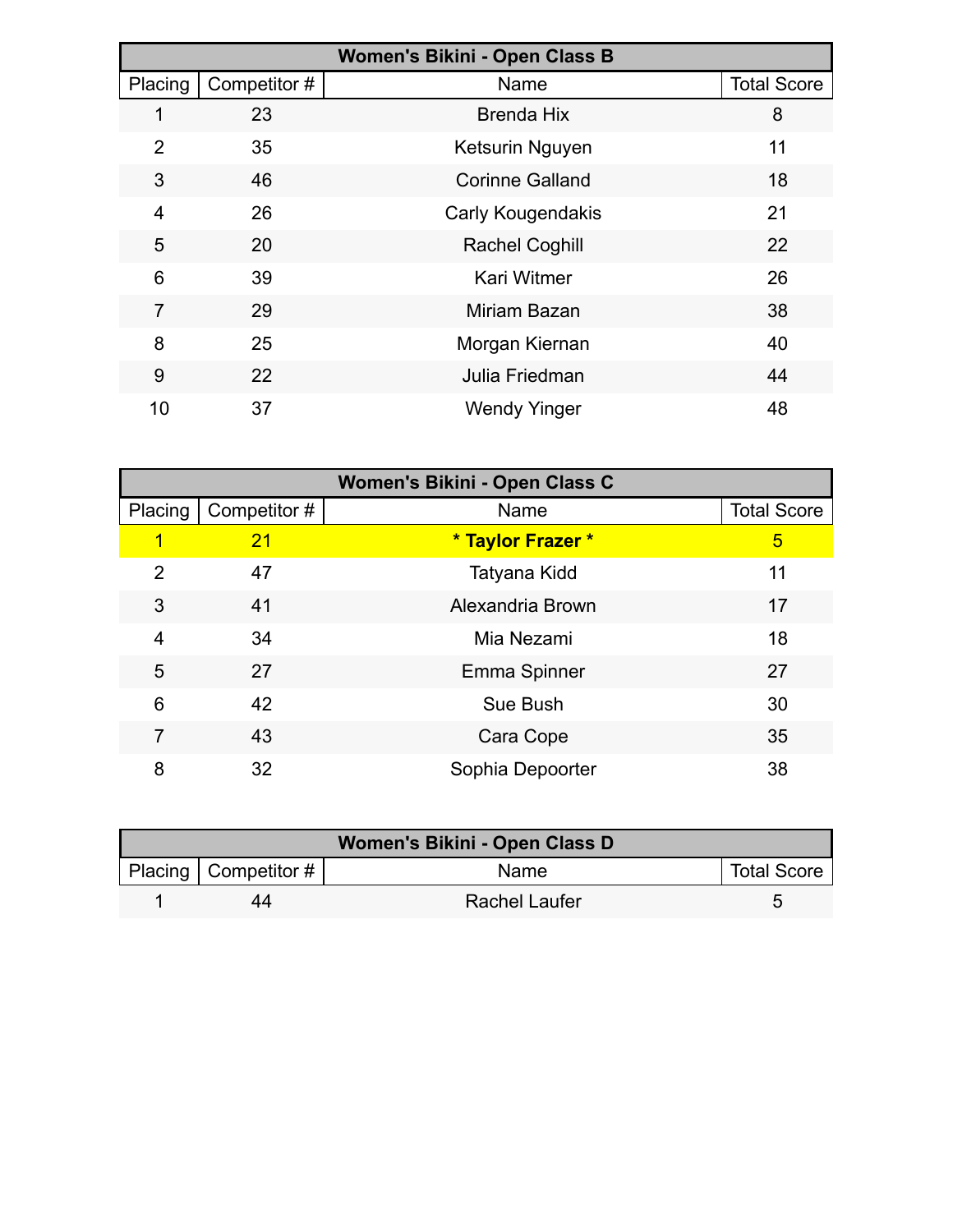| Women's Bikini - Open Class B | | | |
|---|---|---|---|
| Placing | Competitor # | Name | Total Score |
| 1 | 23 | Brenda Hix | 8 |
| 2 | 35 | Ketsurin Nguyen | 11 |
| 3 | 46 | Corinne Galland | 18 |
| 4 | 26 | Carly Kougendakis | 21 |
| 5 | 20 | Rachel Coghill | 22 |
| 6 | 39 | Kari Witmer | 26 |
| 7 | 29 | Miriam Bazan | 38 |
| 8 | 25 | Morgan Kiernan | 40 |
| 9 | 22 | Julia Friedman | 44 |
| 10 | 37 | Wendy Yinger | 48 |

| Women's Bikini - Open Class C | | | |
|---|---|---|---|
| Placing | Competitor # | Name | Total Score |
| 1 | 21 | **\* Taylor Frazer \*** | 5 |
| 2 | 47 | Tatyana Kidd | 11 |
| 3 | 41 | Alexandria Brown | 17 |
| 4 | 34 | Mia Nezami | 18 |
| 5 | 27 | Emma Spinner | 27 |
| 6 | 42 | Sue Bush | 30 |
| 7 | 43 | Cara Cope | 35 |
| 8 | 32 | Sophia Depoorter | 38 |

| Women's Bikini - Open Class D | | | |
|---|---|---|---|
| Placing | Competitor # | Name | Total Score |
| 1 | 44 | Rachel Laufer | 5 |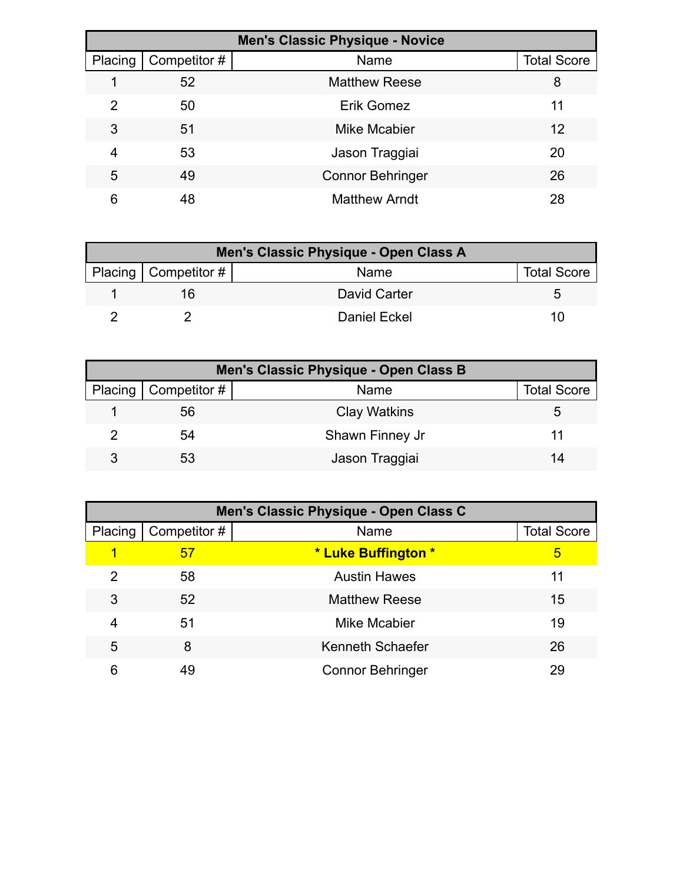| Men's Classic Physique - Novice | | | |
|---|---|---|---|
| Placing | Competitor # | Name | Total Score |
| 1 | 52 | Matthew Reese | 8 |
| 2 | 50 | Erik Gomez | 11 |
| 3 | 51 | Mike Mcabier | 12 |
| 4 | 53 | Jason Traggiai | 20 |
| 5 | 49 | Connor Behringer | 26 |
| 6 | 48 | Matthew Arndt | 28 |

| Men's Classic Physique - Open Class A | | | |
|---|---|---|---|
| Placing | Competitor # | Name | Total Score |
| 1 | 16 | David Carter | 5 |
| 2 | 2 | Daniel Eckel | 10 |

| Men's Classic Physique - Open Class B | | | |
|---|---|---|---|
| Placing | Competitor # | Name | Total Score |
| 1 | 56 | Clay Watkins | 5 |
| 2 | 54 | Shawn Finney Jr | 11 |
| 3 | 53 | Jason Traggiai | 14 |

| Men's Classic Physique - Open Class C | | | |
|---|---|---|---|
| Placing | Competitor # | Name | Total Score |
| 1 | 57 | **\* Luke Buffington \*** | 5 |
| 2 | 58 | Austin Hawes | 11 |
| 3 | 52 | Matthew Reese | 15 |
| 4 | 51 | Mike Mcabier | 19 |
| 5 | 8 | Kenneth Schaefer | 26 |
| 6 | 49 | Connor Behringer | 29 |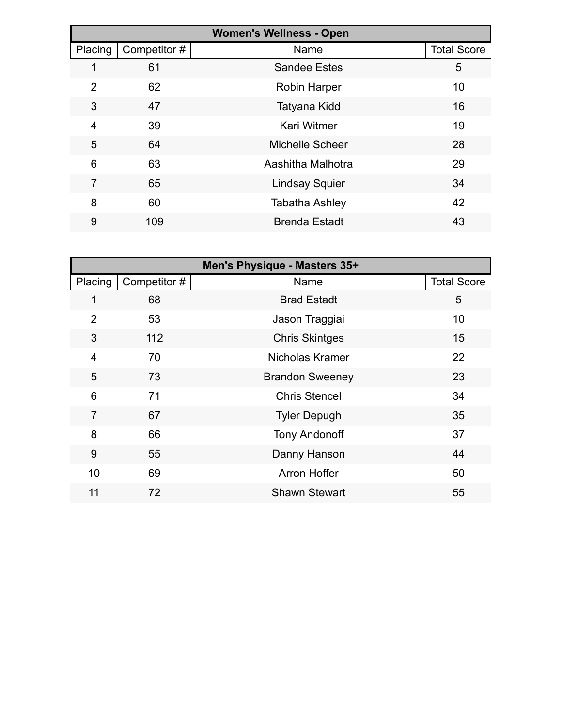| Women's Wellness - Open | | | |
|---|---|---|---|
| Placing | Competitor # | Name | Total Score |
| 1 | 61 | Sandee Estes | 5 |
| 2 | 62 | Robin Harper | 10 |
| 3 | 47 | Tatyana Kidd | 16 |
| 4 | 39 | Kari Witmer | 19 |
| 5 | 64 | Michelle Scheer | 28 |
| 6 | 63 | Aashitha Malhotra | 29 |
| 7 | 65 | Lindsay Squier | 34 |
| 8 | 60 | Tabatha Ashley | 42 |
| 9 | 109 | Brenda Estadt | 43 |

| Men's Physique - Masters 35+ | | | |
|---|---|---|---|
| Placing | Competitor # | Name | Total Score |
| 1 | 68 | Brad Estadt | 5 |
| 2 | 53 | Jason Traggiai | 10 |
| 3 | 112 | Chris Skintges | 15 |
| 4 | 70 | Nicholas Kramer | 22 |
| 5 | 73 | Brandon Sweeney | 23 |
| 6 | 71 | Chris Stencel | 34 |
| 7 | 67 | Tyler Depugh | 35 |
| 8 | 66 | Tony Andonoff | 37 |
| 9 | 55 | Danny Hanson | 44 |
| 10 | 69 | Arron Hoffer | 50 |
| 11 | 72 | Shawn Stewart | 55 |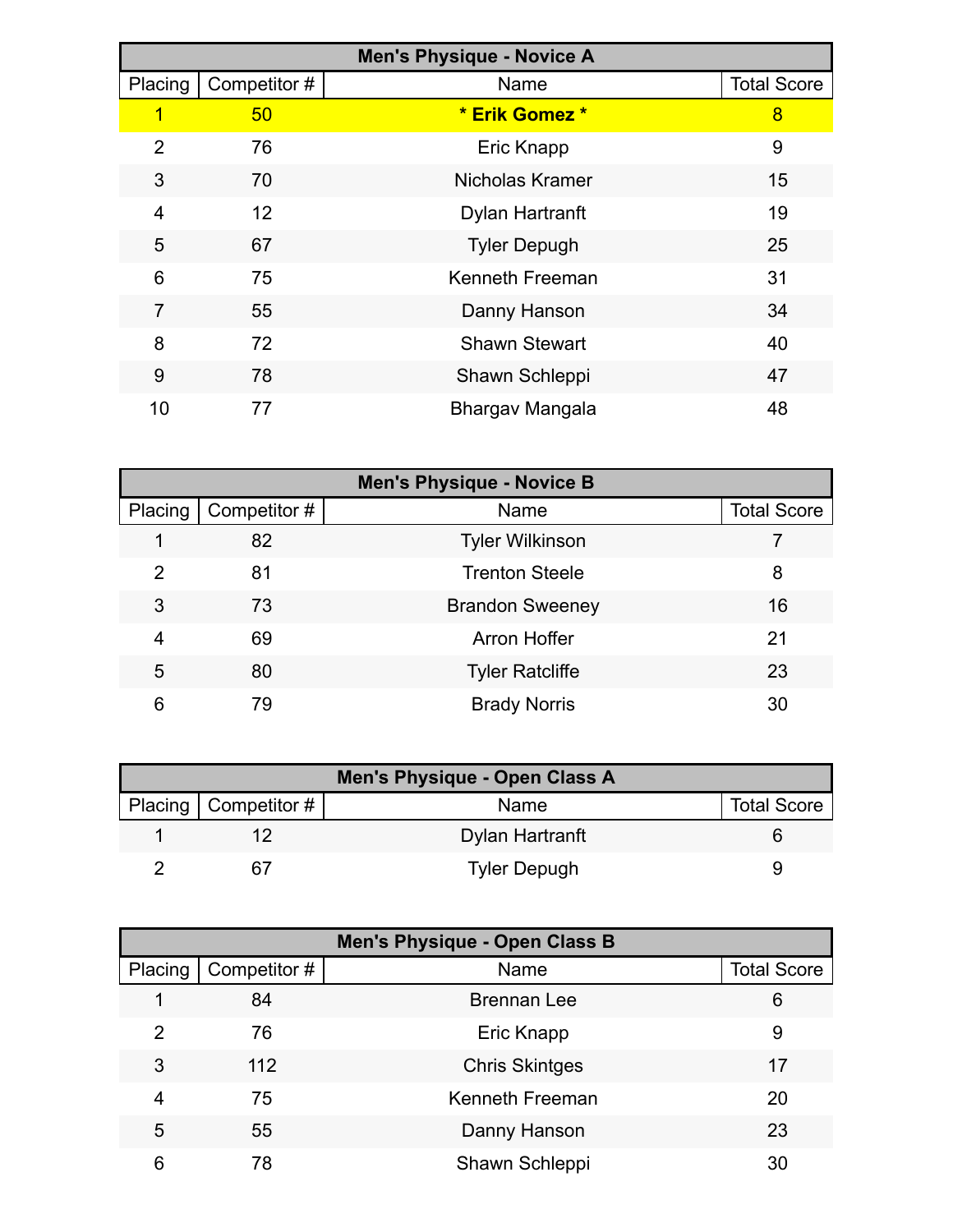| Men's Physique - Novice A | | | |
|---|---|---|---|
| Placing | Competitor # | Name | Total Score |
| 1 | 50 | **\* Erik Gomez \*** | 8 |
| 2 | 76 | Eric Knapp | 9 |
| 3 | 70 | Nicholas Kramer | 15 |
| 4 | 12 | Dylan Hartranft | 19 |
| 5 | 67 | Tyler Depugh | 25 |
| 6 | 75 | Kenneth Freeman | 31 |
| 7 | 55 | Danny Hanson | 34 |
| 8 | 72 | Shawn Stewart | 40 |
| 9 | 78 | Shawn Schleppi | 47 |
| 10 | 77 | Bhargav Mangala | 48 |

| Men's Physique - Novice B | | | |
|---|---|---|---|
| Placing | Competitor # | Name | Total Score |
| 1 | 82 | Tyler Wilkinson | 7 |
| 2 | 81 | Trenton Steele | 8 |
| 3 | 73 | Brandon Sweeney | 16 |
| 4 | 69 | Arron Hoffer | 21 |
| 5 | 80 | Tyler Ratcliffe | 23 |
| 6 | 79 | Brady Norris | 30 |

| Men's Physique - Open Class A | | | |
|---|---|---|---|
| Placing | Competitor # | Name | Total Score |
| 1 | 12 | Dylan Hartranft | 6 |
| 2 | 67 | Tyler Depugh | 9 |

| Men's Physique - Open Class B | | | |
|---|---|---|---|
| Placing | Competitor # | Name | Total Score |
| 1 | 84 | Brennan Lee | 6 |
| 2 | 76 | Eric Knapp | 9 |
| 3 | 112 | Chris Skintges | 17 |
| 4 | 75 | Kenneth Freeman | 20 |
| 5 | 55 | Danny Hanson | 23 |
| 6 | 78 | Shawn Schleppi | 30 |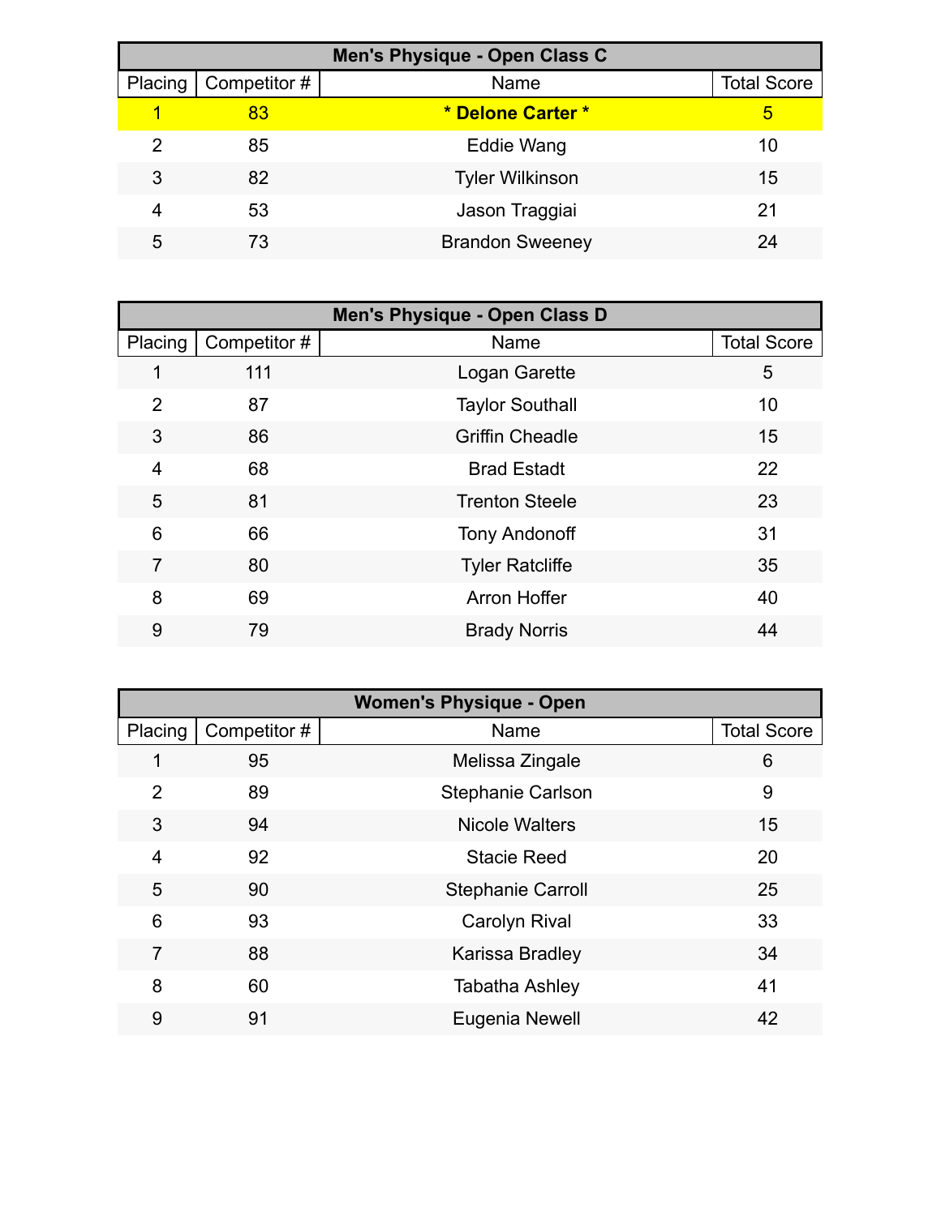| Men's Physique - Open Class C | | | |
|---|---|---|---|
| Placing | Competitor # | Name | Total Score |
| 1 | 83 | **\* Delone Carter \*** | 5 |
| 2 | 85 | Eddie Wang | 10 |
| 3 | 82 | Tyler Wilkinson | 15 |
| 4 | 53 | Jason Traggiai | 21 |
| 5 | 73 | Brandon Sweeney | 24 |

| Men's Physique - Open Class D | | | |
|---|---|---|---|
| Placing | Competitor # | Name | Total Score |
| 1 | 111 | Logan Garette | 5 |
| 2 | 87 | Taylor Southall | 10 |
| 3 | 86 | Griffin Cheadle | 15 |
| 4 | 68 | Brad Estadt | 22 |
| 5 | 81 | Trenton Steele | 23 |
| 6 | 66 | Tony Andonoff | 31 |
| 7 | 80 | Tyler Ratcliffe | 35 |
| 8 | 69 | Arron Hoffer | 40 |
| 9 | 79 | Brady Norris | 44 |

| Women's Physique - Open | | | |
|---|---|---|---|
| Placing | Competitor # | Name | Total Score |
| 1 | 95 | Melissa Zingale | 6 |
| 2 | 89 | Stephanie Carlson | 9 |
| 3 | 94 | Nicole Walters | 15 |
| 4 | 92 | Stacie Reed | 20 |
| 5 | 90 | Stephanie Carroll | 25 |
| 6 | 93 | Carolyn Rival | 33 |
| 7 | 88 | Karissa Bradley | 34 |
| 8 | 60 | Tabatha Ashley | 41 |
| 9 | 91 | Eugenia Newell | 42 |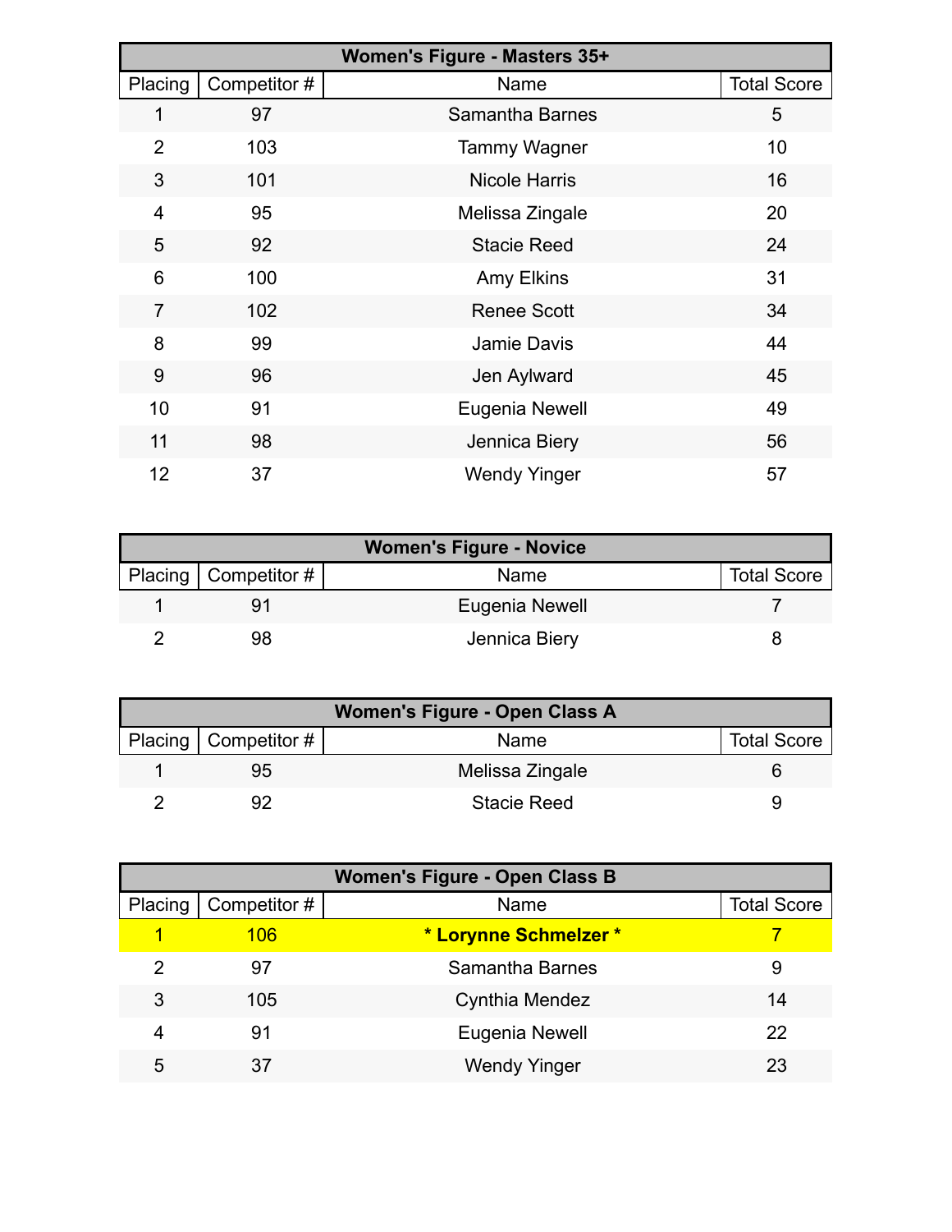| Women's Figure - Masters 35+ | | | |
|---|---|---|---|
| Placing | Competitor # | Name | Total Score |
| 1 | 97 | Samantha Barnes | 5 |
| 2 | 103 | Tammy Wagner | 10 |
| 3 | 101 | Nicole Harris | 16 |
| 4 | 95 | Melissa Zingale | 20 |
| 5 | 92 | Stacie Reed | 24 |
| 6 | 100 | Amy Elkins | 31 |
| 7 | 102 | Renee Scott | 34 |
| 8 | 99 | Jamie Davis | 44 |
| 9 | 96 | Jen Aylward | 45 |
| 10 | 91 | Eugenia Newell | 49 |
| 11 | 98 | Jennica Biery | 56 |
| 12 | 37 | Wendy Yinger | 57 |

| Women's Figure - Novice | | | |
|---|---|---|---|
| Placing | Competitor # | Name | Total Score |
| 1 | 91 | Eugenia Newell | 7 |
| 2 | 98 | Jennica Biery | 8 |

| Women's Figure - Open Class A | | | |
|---|---|---|---|
| Placing | Competitor # | Name | Total Score |
| 1 | 95 | Melissa Zingale | 6 |
| 2 | 92 | Stacie Reed | 9 |

| Women's Figure - Open Class B | | | |
|---|---|---|---|
| Placing | Competitor # | Name | Total Score |
| 1 | 106 | **\* Lorynne Schmelzer \*** | 7 |
| 2 | 97 | Samantha Barnes | 9 |
| 3 | 105 | Cynthia Mendez | 14 |
| 4 | 91 | Eugenia Newell | 22 |
| 5 | 37 | Wendy Yinger | 23 |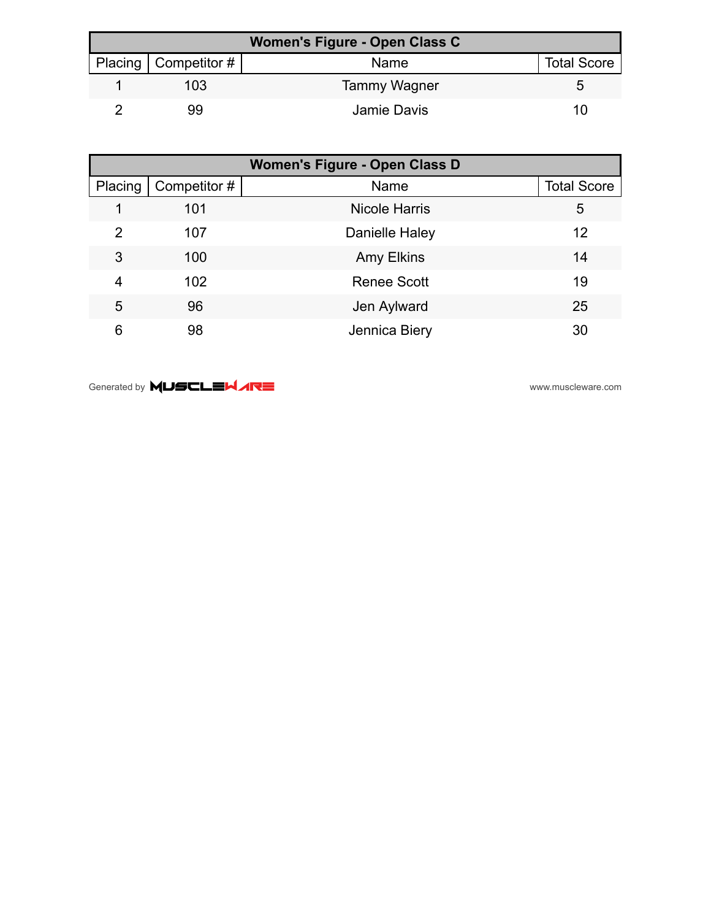| Women's Figure - Open Class C | | | |
|---|---|---|---|
| Placing | Competitor # | Name | Total Score |
| 1 | 103 | Tammy Wagner | 5 |
| 2 | 99 | Jamie Davis | 10 |

| Women's Figure - Open Class D | | | |
|---|---|---|---|
| Placing | Competitor # | Name | Total Score |
| 1 | 101 | Nicole Harris | 5 |
| 2 | 107 | Danielle Haley | 12 |
| 3 | 100 | Amy Elkins | 14 |
| 4 | 102 | Renee Scott | 19 |
| 5 | 96 | Jen Aylward | 25 |
| 6 | 98 | Jennica Biery | 30 |

Generated by MUSCLEWARE

www.muscleware.com